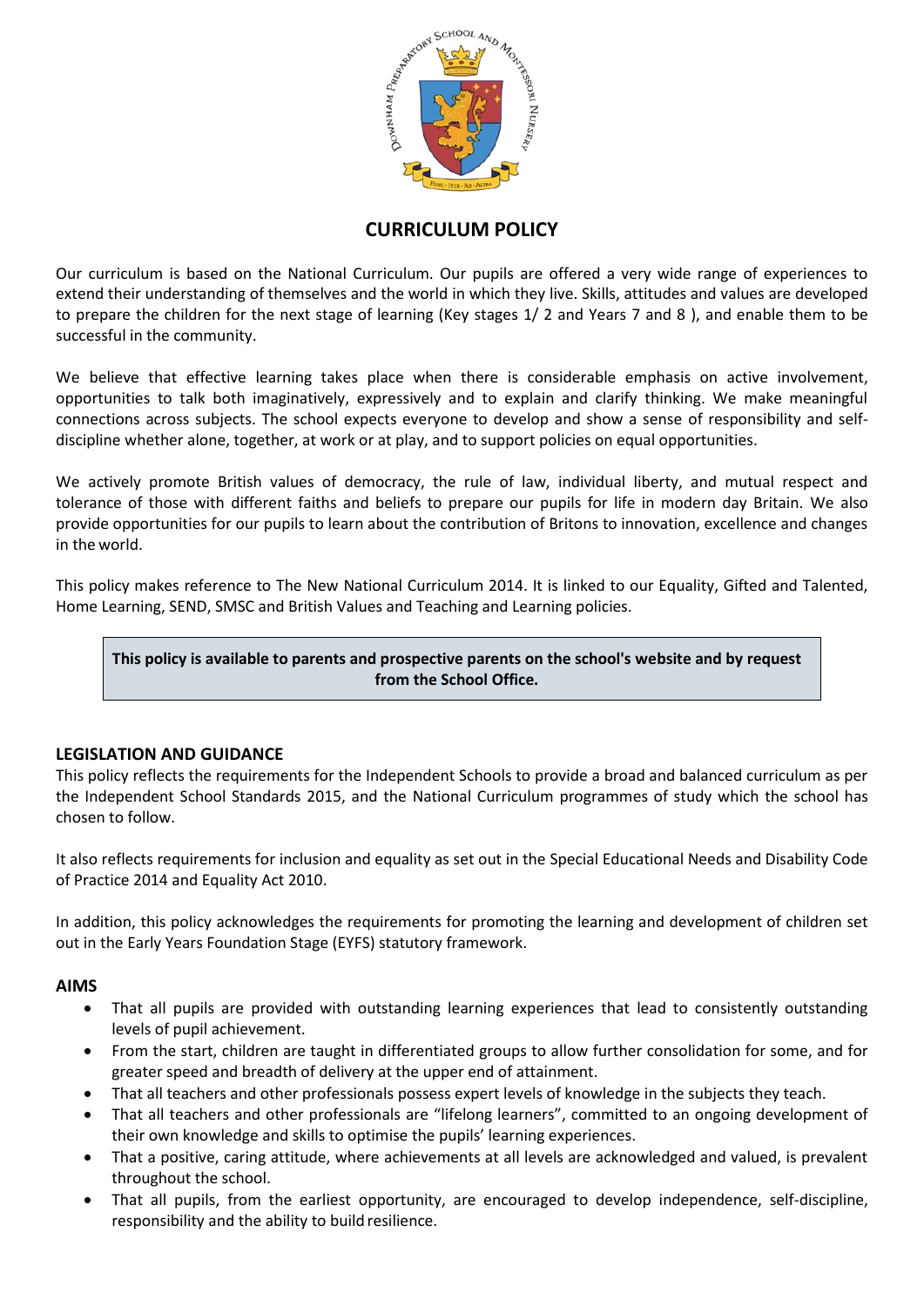# CURRICULUM POLICY

Our curriculum is based on the National Curriculum. Our pupils are offered a very wide range of experiences to extend their understanding of themselves and the world in which they live. Skills, attitudes and values are developed to prepare the children for the next stage of learning (Key stages 1/ 2 and Years 7 and 8 ), and enable them to be successful in the community.

We believe that effective learning takes place when there is considerable emphasis on active involvement, opportunities to talk both imaginatively, expressively and to explain and clarify thinking. We make meaningful connections across subjects. The school expects everyone to develop and show a sense of responsibility and self-discipline whether alone, together, at work or at play, and to support policies on equal opportunities.

We actively promote British values of democracy, the rule of law, individual liberty, and mutual respect and tolerance of those with different faiths and beliefs to prepare our pupils for life in modern day Britain. We also provide opportunities for our pupils to learn about the contribution of Britons to innovation, excellence and changes in the world.

This policy makes reference to The New National Curriculum 2014. It is linked to our Equality, Gifted and Talented, Home Learning, SEND, SMSC and British Values and Teaching and Learning policies.

**This policy is available to parents and prospective parents on the school's website and by request from the School Office.**

## LEGISLATION AND GUIDANCE

This policy reflects the requirements for the Independent Schools to provide a broad and balanced curriculum as per the Independent School Standards 2015, and the National Curriculum programmes of study which the school has chosen to follow.

It also reflects requirements for inclusion and equality as set out in the Special Educational Needs and Disability Code of Practice 2014 and Equality Act 2010.

In addition, this policy acknowledges the requirements for promoting the learning and development of children set out in the Early Years Foundation Stage (EYFS) statutory framework.

## AIMS

- That all pupils are provided with outstanding learning experiences that lead to consistently outstanding levels of pupil achievement.
- From the start, children are taught in differentiated groups to allow further consolidation for some, and for greater speed and breadth of delivery at the upper end of attainment.
- That all teachers and other professionals possess expert levels of knowledge in the subjects they teach.
- That all teachers and other professionals are "lifelong learners", committed to an ongoing development of their own knowledge and skills to optimise the pupils' learning experiences.
- That a positive, caring attitude, where achievements at all levels are acknowledged and valued, is prevalent throughout the school.
- That all pupils, from the earliest opportunity, are encouraged to develop independence, self-discipline, responsibility and the ability to build resilience.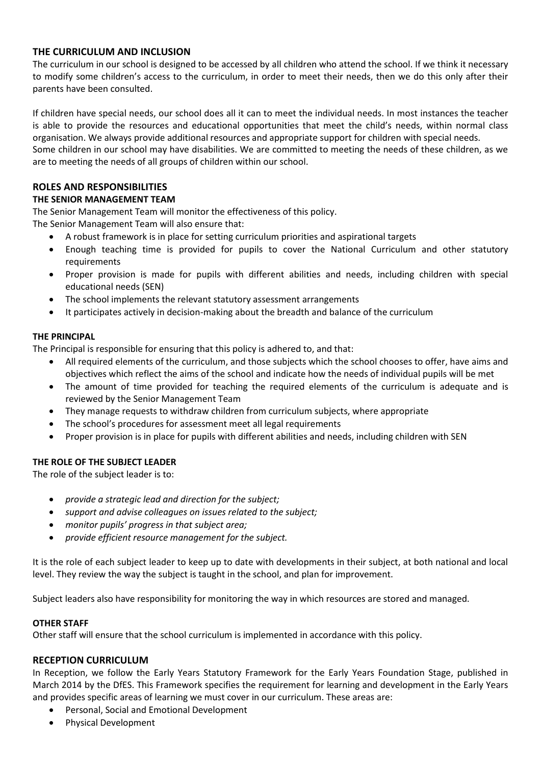## THE CURRICULUM AND INCLUSION

The curriculum in our school is designed to be accessed by all children who attend the school. If we think it necessary to modify some children's access to the curriculum, in order to meet their needs, then we do this only after their parents have been consulted.

If children have special needs, our school does all it can to meet the individual needs. In most instances the teacher is able to provide the resources and educational opportunities that meet the child's needs, within normal class organisation. We always provide additional resources and appropriate support for children with special needs.
Some children in our school may have disabilities. We are committed to meeting the needs of these children, as we are to meeting the needs of all groups of children within our school.

## ROLES AND RESPONSIBILITIES

### THE SENIOR MANAGEMENT TEAM

The Senior Management Team will monitor the effectiveness of this policy.
The Senior Management Team will also ensure that:

- A robust framework is in place for setting curriculum priorities and aspirational targets
- Enough teaching time is provided for pupils to cover the National Curriculum and other statutory requirements
- Proper provision is made for pupils with different abilities and needs, including children with special educational needs (SEN)
- The school implements the relevant statutory assessment arrangements
- It participates actively in decision-making about the breadth and balance of the curriculum

### THE PRINCIPAL

The Principal is responsible for ensuring that this policy is adhered to, and that:

- All required elements of the curriculum, and those subjects which the school chooses to offer, have aims and objectives which reflect the aims of the school and indicate how the needs of individual pupils will be met
- The amount of time provided for teaching the required elements of the curriculum is adequate and is reviewed by the Senior Management Team
- They manage requests to withdraw children from curriculum subjects, where appropriate
- The school's procedures for assessment meet all legal requirements
- Proper provision is in place for pupils with different abilities and needs, including children with SEN

### THE ROLE OF THE SUBJECT LEADER

The role of the subject leader is to:

- *provide a strategic lead and direction for the subject;*
- *support and advise colleagues on issues related to the subject;*
- *monitor pupils' progress in that subject area;*
- *provide efficient resource management for the subject.*

It is the role of each subject leader to keep up to date with developments in their subject, at both national and local level. They review the way the subject is taught in the school, and plan for improvement.

Subject leaders also have responsibility for monitoring the way in which resources are stored and managed.

### OTHER STAFF

Other staff will ensure that the school curriculum is implemented in accordance with this policy.

## RECEPTION CURRICULUM

In Reception, we follow the Early Years Statutory Framework for the Early Years Foundation Stage, published in March 2014 by the DfES. This Framework specifies the requirement for learning and development in the Early Years and provides specific areas of learning we must cover in our curriculum. These areas are:

- Personal, Social and Emotional Development
- Physical Development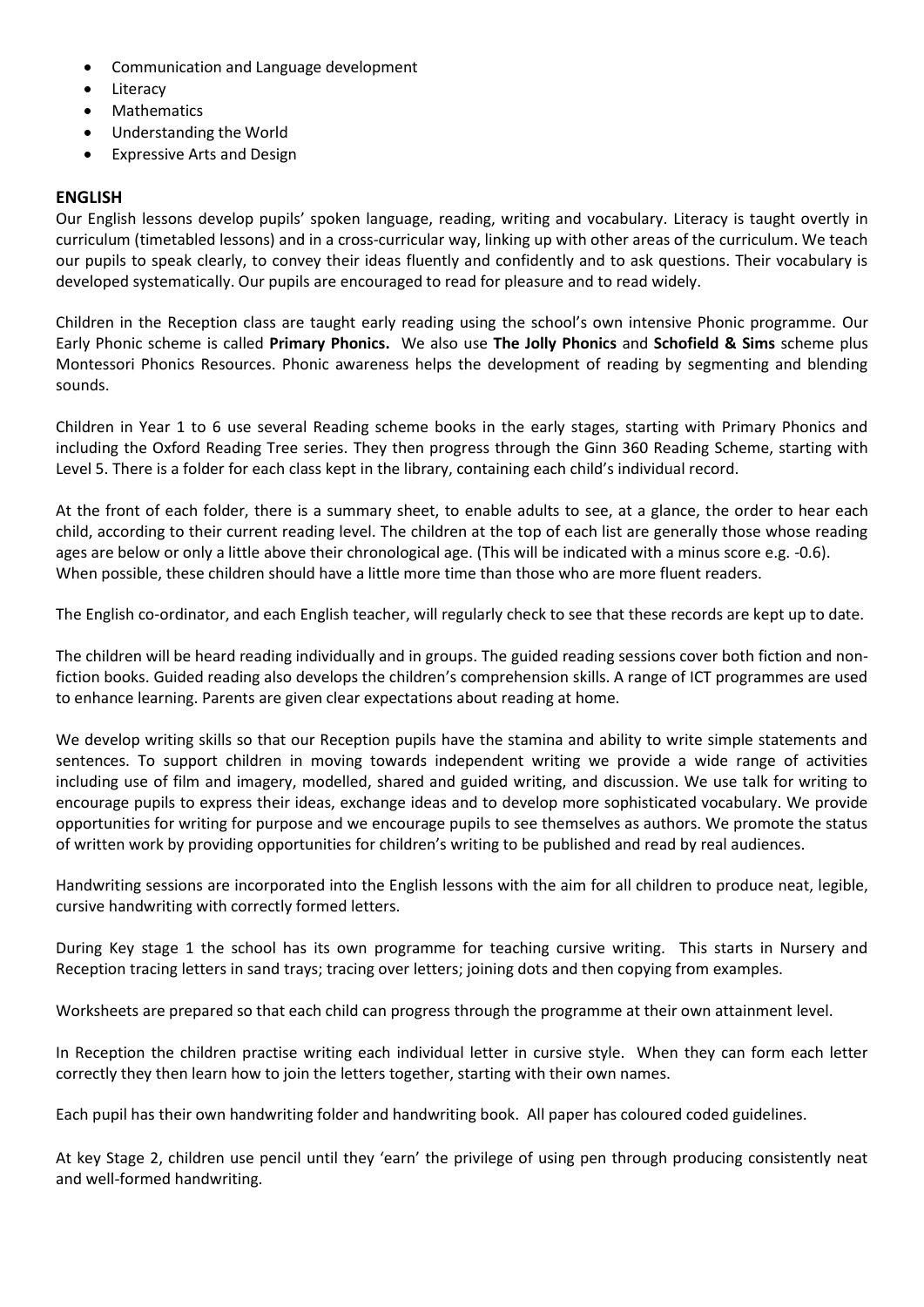- Communication and Language development
- Literacy
- Mathematics
- Understanding the World
- Expressive Arts and Design

## ENGLISH

Our English lessons develop pupils' spoken language, reading, writing and vocabulary. Literacy is taught overtly in curriculum (timetabled lessons) and in a cross-curricular way, linking up with other areas of the curriculum. We teach our pupils to speak clearly, to convey their ideas fluently and confidently and to ask questions. Their vocabulary is developed systematically. Our pupils are encouraged to read for pleasure and to read widely.

Children in the Reception class are taught early reading using the school's own intensive Phonic programme. Our Early Phonic scheme is called **Primary Phonics.** We also use **The Jolly Phonics** and **Schofield & Sims** scheme plus Montessori Phonics Resources. Phonic awareness helps the development of reading by segmenting and blending sounds.

Children in Year 1 to 6 use several Reading scheme books in the early stages, starting with Primary Phonics and including the Oxford Reading Tree series. They then progress through the Ginn 360 Reading Scheme, starting with Level 5. There is a folder for each class kept in the library, containing each child's individual record.

At the front of each folder, there is a summary sheet, to enable adults to see, at a glance, the order to hear each child, according to their current reading level. The children at the top of each list are generally those whose reading ages are below or only a little above their chronological age. (This will be indicated with a minus score e.g. -0.6). When possible, these children should have a little more time than those who are more fluent readers.

The English co-ordinator, and each English teacher, will regularly check to see that these records are kept up to date.

The children will be heard reading individually and in groups. The guided reading sessions cover both fiction and non-fiction books. Guided reading also develops the children's comprehension skills. A range of ICT programmes are used to enhance learning. Parents are given clear expectations about reading at home.

We develop writing skills so that our Reception pupils have the stamina and ability to write simple statements and sentences. To support children in moving towards independent writing we provide a wide range of activities including use of film and imagery, modelled, shared and guided writing, and discussion. We use talk for writing to encourage pupils to express their ideas, exchange ideas and to develop more sophisticated vocabulary. We provide opportunities for writing for purpose and we encourage pupils to see themselves as authors. We promote the status of written work by providing opportunities for children's writing to be published and read by real audiences.

Handwriting sessions are incorporated into the English lessons with the aim for all children to produce neat, legible, cursive handwriting with correctly formed letters.

During Key stage 1 the school has its own programme for teaching cursive writing. This starts in Nursery and Reception tracing letters in sand trays; tracing over letters; joining dots and then copying from examples.

Worksheets are prepared so that each child can progress through the programme at their own attainment level.

In Reception the children practise writing each individual letter in cursive style. When they can form each letter correctly they then learn how to join the letters together, starting with their own names.

Each pupil has their own handwriting folder and handwriting book. All paper has coloured coded guidelines.

At key Stage 2, children use pencil until they 'earn' the privilege of using pen through producing consistently neat and well-formed handwriting.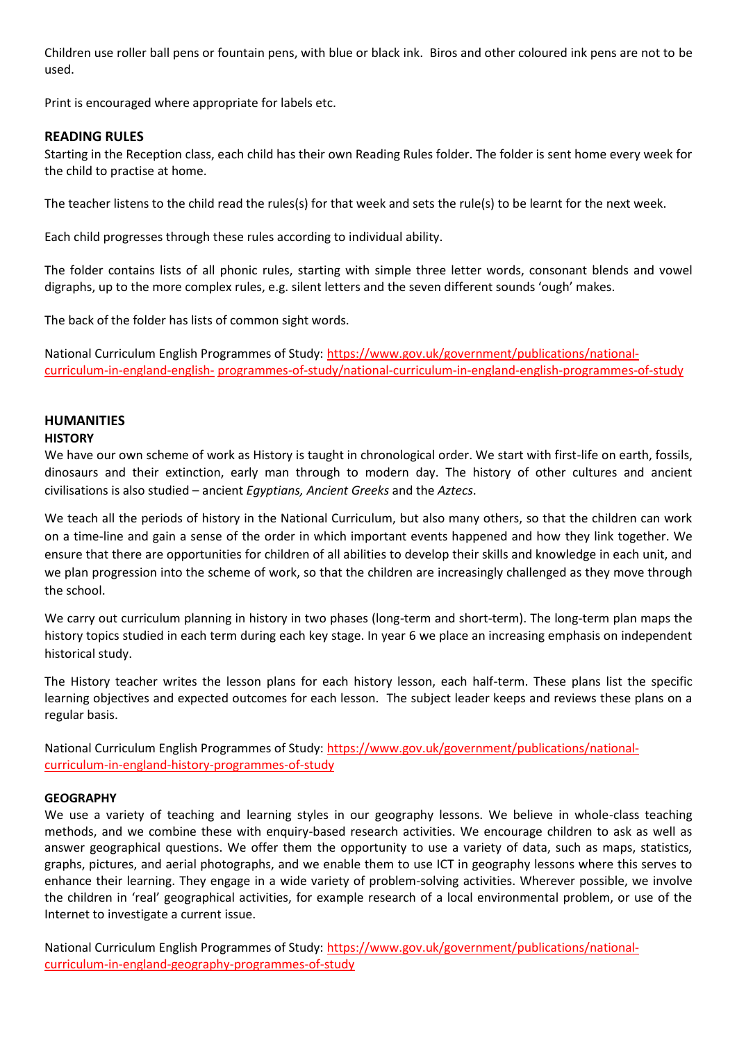Children use roller ball pens or fountain pens, with blue or black ink. Biros and other coloured ink pens are not to be used.

Print is encouraged where appropriate for labels etc.

### READING RULES

Starting in the Reception class, each child has their own Reading Rules folder. The folder is sent home every week for the child to practise at home.

The teacher listens to the child read the rules(s) for that week and sets the rule(s) to be learnt for the next week.

Each child progresses through these rules according to individual ability.

The folder contains lists of all phonic rules, starting with simple three letter words, consonant blends and vowel digraphs, up to the more complex rules, e.g. silent letters and the seven different sounds 'ough' makes.

The back of the folder has lists of common sight words.

National Curriculum English Programmes of Study: [https://www.gov.uk/government/publications/national-curriculum-in-england-english- programmes-of-study/national-curriculum-in-england-english-programmes-of-study](https://www.gov.uk/government/publications/national-curriculum-in-england-english-programmes-of-study/national-curriculum-in-england-english-programmes-of-study)

## HUMANITIES

### HISTORY

We have our own scheme of work as History is taught in chronological order. We start with first-life on earth, fossils, dinosaurs and their extinction, early man through to modern day. The history of other cultures and ancient civilisations is also studied – ancient *Egyptians, Ancient Greeks* and the *Aztecs*.

We teach all the periods of history in the National Curriculum, but also many others, so that the children can work on a time-line and gain a sense of the order in which important events happened and how they link together. We ensure that there are opportunities for children of all abilities to develop their skills and knowledge in each unit, and we plan progression into the scheme of work, so that the children are increasingly challenged as they move through the school.

We carry out curriculum planning in history in two phases (long-term and short-term). The long-term plan maps the history topics studied in each term during each key stage. In year 6 we place an increasing emphasis on independent historical study.

The History teacher writes the lesson plans for each history lesson, each half-term. These plans list the specific learning objectives and expected outcomes for each lesson. The subject leader keeps and reviews these plans on a regular basis.

National Curriculum English Programmes of Study: [https://www.gov.uk/government/publications/national-curriculum-in-england-history-programmes-of-study](https://www.gov.uk/government/publications/national-curriculum-in-england-history-programmes-of-study)

### GEOGRAPHY

We use a variety of teaching and learning styles in our geography lessons. We believe in whole-class teaching methods, and we combine these with enquiry-based research activities. We encourage children to ask as well as answer geographical questions. We offer them the opportunity to use a variety of data, such as maps, statistics, graphs, pictures, and aerial photographs, and we enable them to use ICT in geography lessons where this serves to enhance their learning. They engage in a wide variety of problem-solving activities. Wherever possible, we involve the children in 'real' geographical activities, for example research of a local environmental problem, or use of the Internet to investigate a current issue.

National Curriculum English Programmes of Study: [https://www.gov.uk/government/publications/national-curriculum-in-england-geography-programmes-of-study](https://www.gov.uk/government/publications/national-curriculum-in-england-geography-programmes-of-study)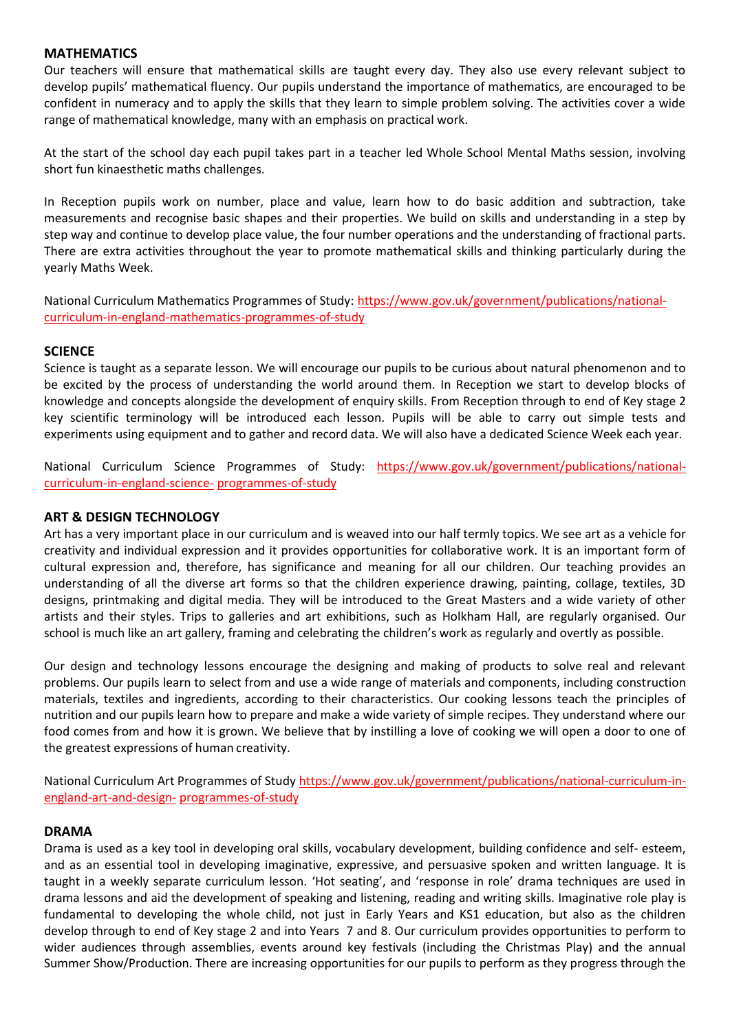## MATHEMATICS

Our teachers will ensure that mathematical skills are taught every day. They also use every relevant subject to develop pupils' mathematical fluency. Our pupils understand the importance of mathematics, are encouraged to be confident in numeracy and to apply the skills that they learn to simple problem solving. The activities cover a wide range of mathematical knowledge, many with an emphasis on practical work.

At the start of the school day each pupil takes part in a teacher led Whole School Mental Maths session, involving short fun kinaesthetic maths challenges.

In Reception pupils work on number, place and value, learn how to do basic addition and subtraction, take measurements and recognise basic shapes and their properties. We build on skills and understanding in a step by step way and continue to develop place value, the four number operations and the understanding of fractional parts. There are extra activities throughout the year to promote mathematical skills and thinking particularly during the yearly Maths Week.

National Curriculum Mathematics Programmes of Study: [https://www.gov.uk/government/publications/national-curriculum-in-england-mathematics-programmes-of-study](https://www.gov.uk/government/publications/national-curriculum-in-england-mathematics-programmes-of-study)

## SCIENCE

Science is taught as a separate lesson. We will encourage our pupils to be curious about natural phenomenon and to be excited by the process of understanding the world around them. In Reception we start to develop blocks of knowledge and concepts alongside the development of enquiry skills. From Reception through to end of Key stage 2 key scientific terminology will be introduced each lesson. Pupils will be able to carry out simple tests and experiments using equipment and to gather and record data. We will also have a dedicated Science Week each year.

National Curriculum Science Programmes of Study: [https://www.gov.uk/government/publications/national-curriculum-in-england-science-programmes-of-study](https://www.gov.uk/government/publications/national-curriculum-in-england-science-programmes-of-study)

## ART & DESIGN TECHNOLOGY

Art has a very important place in our curriculum and is weaved into our half termly topics. We see art as a vehicle for creativity and individual expression and it provides opportunities for collaborative work. It is an important form of cultural expression and, therefore, has significance and meaning for all our children. Our teaching provides an understanding of all the diverse art forms so that the children experience drawing, painting, collage, textiles, 3D designs, printmaking and digital media. They will be introduced to the Great Masters and a wide variety of other artists and their styles. Trips to galleries and art exhibitions, such as Holkham Hall, are regularly organised. Our school is much like an art gallery, framing and celebrating the children's work as regularly and overtly as possible.

Our design and technology lessons encourage the designing and making of products to solve real and relevant problems. Our pupils learn to select from and use a wide range of materials and components, including construction materials, textiles and ingredients, according to their characteristics. Our cooking lessons teach the principles of nutrition and our pupils learn how to prepare and make a wide variety of simple recipes. They understand where our food comes from and how it is grown. We believe that by instilling a love of cooking we will open a door to one of the greatest expressions of human creativity.

National Curriculum Art Programmes of Study [https://www.gov.uk/government/publications/national-curriculum-in-england-art-and-design-programmes-of-study](https://www.gov.uk/government/publications/national-curriculum-in-england-art-and-design-programmes-of-study)

## DRAMA

Drama is used as a key tool in developing oral skills, vocabulary development, building confidence and self- esteem, and as an essential tool in developing imaginative, expressive, and persuasive spoken and written language. It is taught in a weekly separate curriculum lesson. 'Hot seating', and 'response in role' drama techniques are used in drama lessons and aid the development of speaking and listening, reading and writing skills. Imaginative role play is fundamental to developing the whole child, not just in Early Years and KS1 education, but also as the children develop through to end of Key stage 2 and into Years 7 and 8. Our curriculum provides opportunities to perform to wider audiences through assemblies, events around key festivals (including the Christmas Play) and the annual Summer Show/Production. There are increasing opportunities for our pupils to perform as they progress through the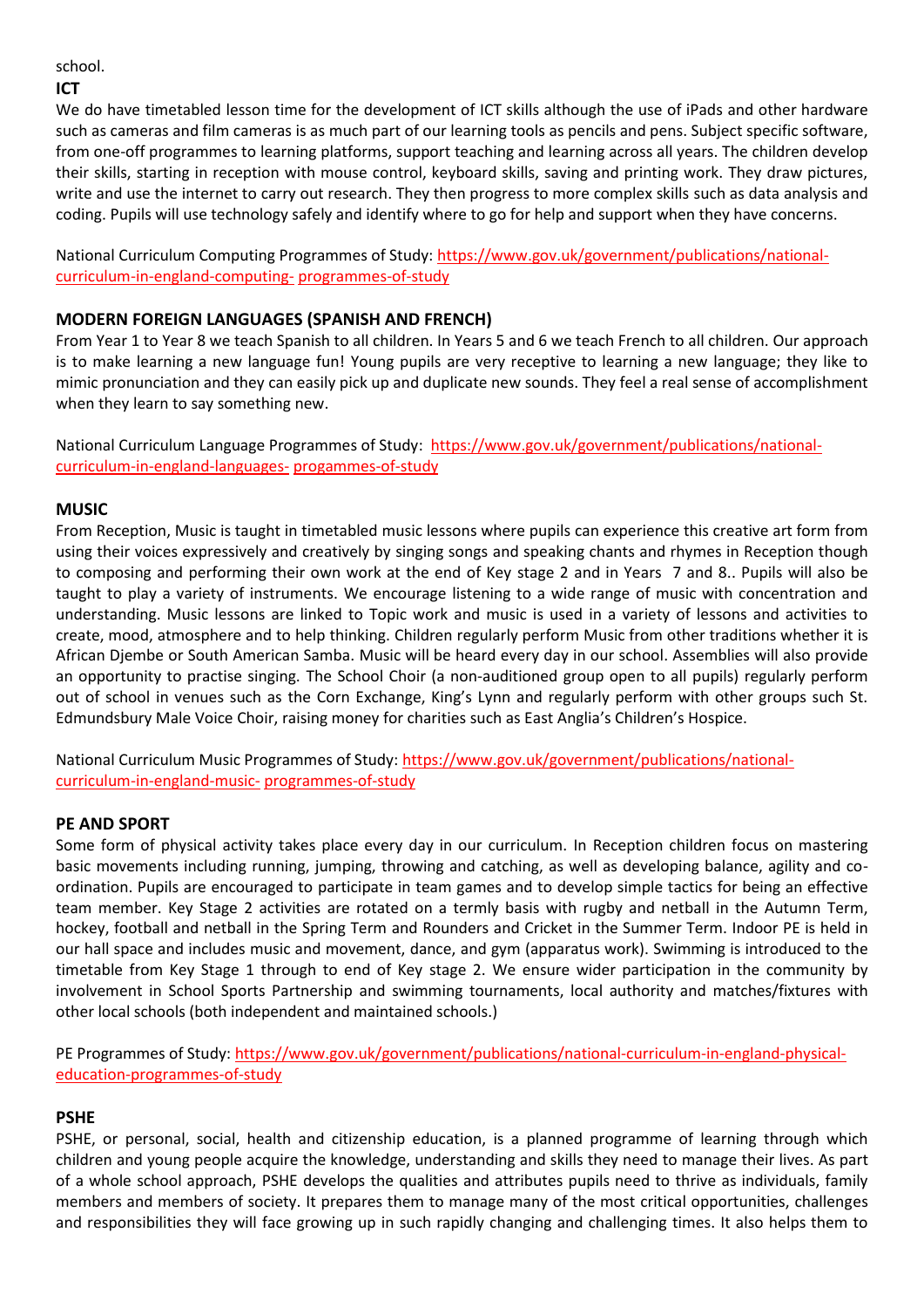school.

**ICT**

We do have timetabled lesson time for the development of ICT skills although the use of iPads and other hardware such as cameras and film cameras is as much part of our learning tools as pencils and pens. Subject specific software, from one-off programmes to learning platforms, support teaching and learning across all years. The children develop their skills, starting in reception with mouse control, keyboard skills, saving and printing work. They draw pictures, write and use the internet to carry out research. They then progress to more complex skills such as data analysis and coding. Pupils will use technology safely and identify where to go for help and support when they have concerns.

National Curriculum Computing Programmes of Study: https://www.gov.uk/government/publications/national-curriculum-in-england-computing- programmes-of-study

**MODERN FOREIGN LANGUAGES (SPANISH AND FRENCH)**

From Year 1 to Year 8 we teach Spanish to all children. In Years 5 and 6 we teach French to all children. Our approach is to make learning a new language fun! Young pupils are very receptive to learning a new language; they like to mimic pronunciation and they can easily pick up and duplicate new sounds. They feel a real sense of accomplishment when they learn to say something new.

National Curriculum Language Programmes of Study: https://www.gov.uk/government/publications/national-curriculum-in-england-languages- progammes-of-study

**MUSIC**

From Reception, Music is taught in timetabled music lessons where pupils can experience this creative art form from using their voices expressively and creatively by singing songs and speaking chants and rhymes in Reception though to composing and performing their own work at the end of Key stage 2 and in Years 7 and 8.. Pupils will also be taught to play a variety of instruments. We encourage listening to a wide range of music with concentration and understanding. Music lessons are linked to Topic work and music is used in a variety of lessons and activities to create, mood, atmosphere and to help thinking. Children regularly perform Music from other traditions whether it is African Djembe or South American Samba. Music will be heard every day in our school. Assemblies will also provide an opportunity to practise singing. The School Choir (a non-auditioned group open to all pupils) regularly perform out of school in venues such as the Corn Exchange, King's Lynn and regularly perform with other groups such St. Edmundsbury Male Voice Choir, raising money for charities such as East Anglia's Children's Hospice.

National Curriculum Music Programmes of Study: https://www.gov.uk/government/publications/national-curriculum-in-england-music- programmes-of-study

**PE AND SPORT**

Some form of physical activity takes place every day in our curriculum. In Reception children focus on mastering basic movements including running, jumping, throwing and catching, as well as developing balance, agility and co-ordination. Pupils are encouraged to participate in team games and to develop simple tactics for being an effective team member. Key Stage 2 activities are rotated on a termly basis with rugby and netball in the Autumn Term, hockey, football and netball in the Spring Term and Rounders and Cricket in the Summer Term. Indoor PE is held in our hall space and includes music and movement, dance, and gym (apparatus work). Swimming is introduced to the timetable from Key Stage 1 through to end of Key stage 2. We ensure wider participation in the community by involvement in School Sports Partnership and swimming tournaments, local authority and matches/fixtures with other local schools (both independent and maintained schools.)

PE Programmes of Study: https://www.gov.uk/government/publications/national-curriculum-in-england-physical-education-programmes-of-study

**PSHE**

PSHE, or personal, social, health and citizenship education, is a planned programme of learning through which children and young people acquire the knowledge, understanding and skills they need to manage their lives. As part of a whole school approach, PSHE develops the qualities and attributes pupils need to thrive as individuals, family members and members of society. It prepares them to manage many of the most critical opportunities, challenges and responsibilities they will face growing up in such rapidly changing and challenging times. It also helps them to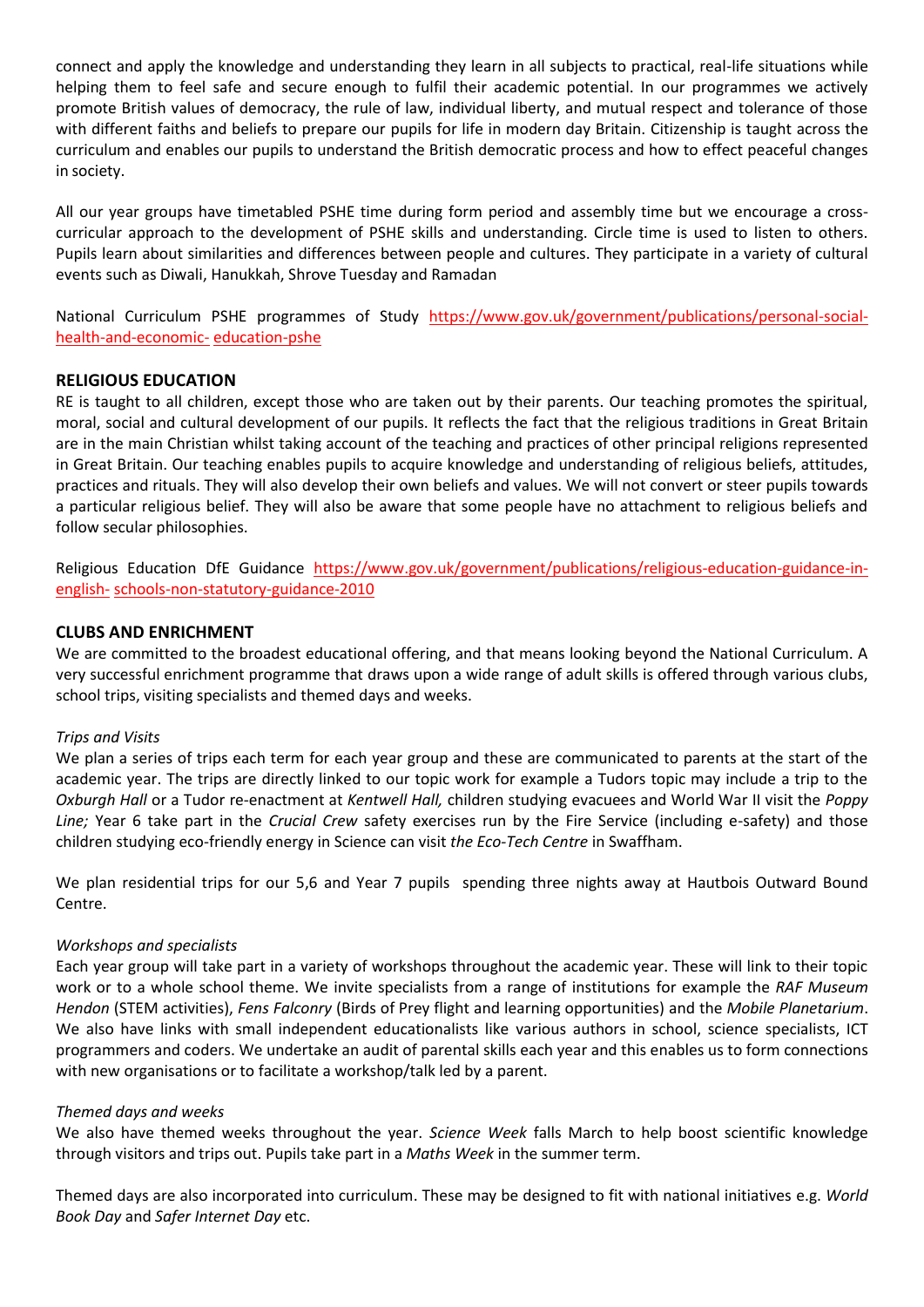connect and apply the knowledge and understanding they learn in all subjects to practical, real-life situations while helping them to feel safe and secure enough to fulfil their academic potential. In our programmes we actively promote British values of democracy, the rule of law, individual liberty, and mutual respect and tolerance of those with different faiths and beliefs to prepare our pupils for life in modern day Britain. Citizenship is taught across the curriculum and enables our pupils to understand the British democratic process and how to effect peaceful changes in society.

All our year groups have timetabled PSHE time during form period and assembly time but we encourage a cross-curricular approach to the development of PSHE skills and understanding. Circle time is used to listen to others. Pupils learn about similarities and differences between people and cultures. They participate in a variety of cultural events such as Diwali, Hanukkah, Shrove Tuesday and Ramadan

National Curriculum PSHE programmes of Study https://www.gov.uk/government/publications/personal-social-health-and-economic- education-pshe

## RELIGIOUS EDUCATION

RE is taught to all children, except those who are taken out by their parents. Our teaching promotes the spiritual, moral, social and cultural development of our pupils. It reflects the fact that the religious traditions in Great Britain are in the main Christian whilst taking account of the teaching and practices of other principal religions represented in Great Britain. Our teaching enables pupils to acquire knowledge and understanding of religious beliefs, attitudes, practices and rituals. They will also develop their own beliefs and values. We will not convert or steer pupils towards a particular religious belief. They will also be aware that some people have no attachment to religious beliefs and follow secular philosophies.

Religious Education DfE Guidance https://www.gov.uk/government/publications/religious-education-guidance-in-english- schools-non-statutory-guidance-2010

## CLUBS AND ENRICHMENT

We are committed to the broadest educational offering, and that means looking beyond the National Curriculum. A very successful enrichment programme that draws upon a wide range of adult skills is offered through various clubs, school trips, visiting specialists and themed days and weeks.

*Trips and Visits*

We plan a series of trips each term for each year group and these are communicated to parents at the start of the academic year. The trips are directly linked to our topic work for example a Tudors topic may include a trip to the *Oxburgh Hall* or a Tudor re-enactment at *Kentwell Hall,* children studying evacuees and World War II visit the *Poppy Line;* Year 6 take part in the *Crucial Crew* safety exercises run by the Fire Service (including e-safety) and those children studying eco-friendly energy in Science can visit *the Eco-Tech Centre* in Swaffham.

We plan residential trips for our 5,6 and Year 7 pupils spending three nights away at Hautbois Outward Bound Centre.

*Workshops and specialists*

Each year group will take part in a variety of workshops throughout the academic year. These will link to their topic work or to a whole school theme. We invite specialists from a range of institutions for example the *RAF Museum Hendon* (STEM activities), *Fens Falconry* (Birds of Prey flight and learning opportunities) and the *Mobile Planetarium*. We also have links with small independent educationalists like various authors in school, science specialists, ICT programmers and coders. We undertake an audit of parental skills each year and this enables us to form connections with new organisations or to facilitate a workshop/talk led by a parent.

*Themed days and weeks*

We also have themed weeks throughout the year. *Science Week* falls March to help boost scientific knowledge through visitors and trips out. Pupils take part in a *Maths Week* in the summer term.

Themed days are also incorporated into curriculum. These may be designed to fit with national initiatives e.g. *World Book Day* and *Safer Internet Day* etc.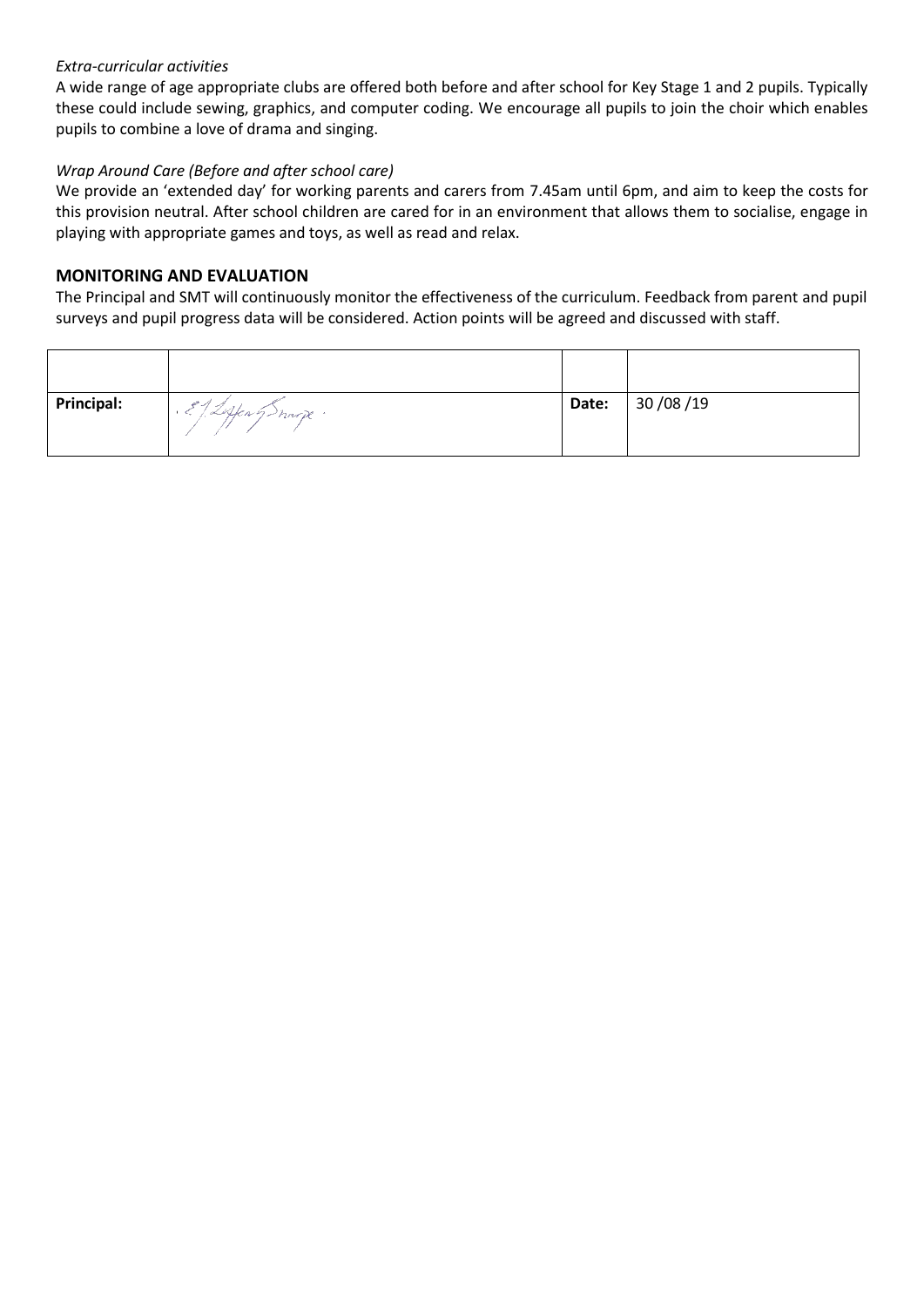*Extra-curricular activities*

A wide range of age appropriate clubs are offered both before and after school for Key Stage 1 and 2 pupils. Typically these could include sewing, graphics, and computer coding. We encourage all pupils to join the choir which enables pupils to combine a love of drama and singing.

*Wrap Around Care (Before and after school care)*

We provide an 'extended day' for working parents and carers from 7.45am until 6pm, and aim to keep the costs for this provision neutral. After school children are cared for in an environment that allows them to socialise, engage in playing with appropriate games and toys, as well as read and relax.

## MONITORING AND EVALUATION

The Principal and SMT will continuously monitor the effectiveness of the curriculum. Feedback from parent and pupil surveys and pupil progress data will be considered. Action points will be agreed and discussed with staff.

| | | | |
|---|---|---|---|
| **Principal:** | E. J. Lofferty Sharpe | **Date:** | 30 /08 /19 |